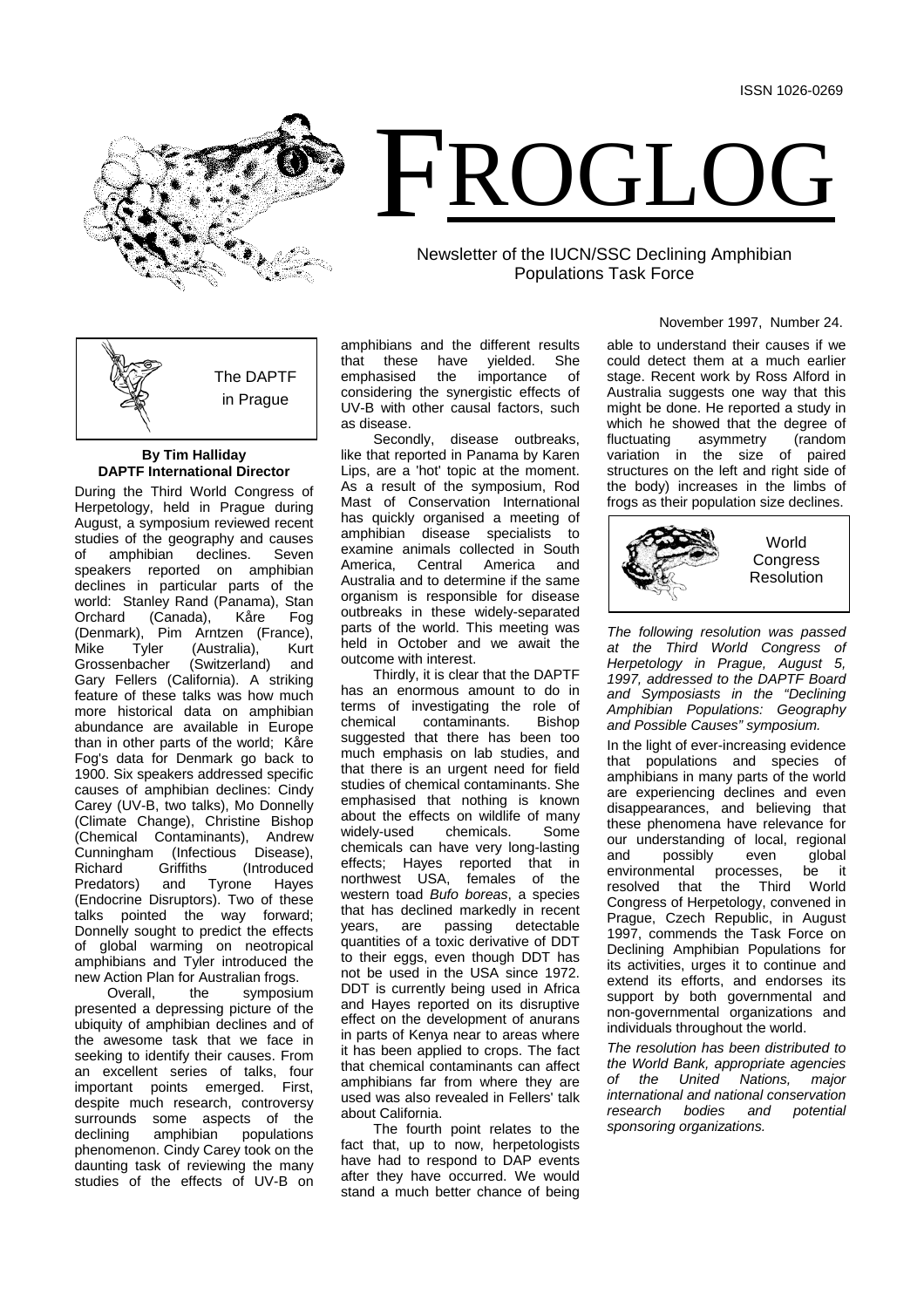ISSN 1026-0269

# FROGLOG

Newsletter of the IUCN/SSC Declining Amphibian Populations Task Force

November 1997, Number 24.

## The DAPTF in Prague

**By Tim Halliday**
**DAPTF International Director**

During the Third World Congress of Herpetology, held in Prague during August, a symposium reviewed recent studies of the geography and causes of amphibian declines. Seven speakers reported on amphibian declines in particular parts of the world: Stanley Rand (Panama), Stan Orchard (Canada), Kåre Fog (Denmark), Pim Arntzen (France), Mike Tyler (Australia), Kurt Grossenbacher (Switzerland) and Gary Fellers (California). A striking feature of these talks was how much more historical data on amphibian abundance are available in Europe than in other parts of the world; Kåre Fog's data for Denmark go back to 1900. Six speakers addressed specific causes of amphibian declines: Cindy Carey (UV-B, two talks), Mo Donnelly (Climate Change), Christine Bishop (Chemical Contaminants), Andrew Cunningham (Infectious Disease), Richard Griffiths (Introduced Predators) and Tyrone Hayes (Endocrine Disruptors). Two of these talks pointed the way forward; Donnelly sought to predict the effects of global warming on neotropical amphibians and Tyler introduced the new Action Plan for Australian frogs.

Overall, the symposium presented a depressing picture of the ubiquity of amphibian declines and of the awesome task that we face in seeking to identify their causes. From an excellent series of talks, four important points emerged. First, despite much research, controversy surrounds some aspects of the declining amphibian populations phenomenon. Cindy Carey took on the daunting task of reviewing the many studies of the effects of UV-B on amphibians and the different results that these have yielded. She emphasised the importance of considering the synergistic effects of UV-B with other causal factors, such as disease.

Secondly, disease outbreaks, like that reported in Panama by Karen Lips, are a 'hot' topic at the moment. As a result of the symposium, Rod Mast of Conservation International has quickly organised a meeting of amphibian disease specialists to examine animals collected in South America, Central America and Australia and to determine if the same organism is responsible for disease outbreaks in these widely-separated parts of the world. This meeting was held in October and we await the outcome with interest.

Thirdly, it is clear that the DAPTF has an enormous amount to do in terms of investigating the role of chemical contaminants. Bishop suggested that there has been too much emphasis on lab studies, and that there is an urgent need for field studies of chemical contaminants. She emphasised that nothing is known about the effects on wildlife of many widely-used chemicals. Some chemicals can have very long-lasting effects; Hayes reported that in northwest USA, females of the western toad *Bufo boreas*, a species that has declined markedly in recent years, are passing detectable quantities of a toxic derivative of DDT to their eggs, even though DDT has not be used in the USA since 1972. DDT is currently being used in Africa and Hayes reported on its disruptive effect on the development of anurans in parts of Kenya near to areas where it has been applied to crops. The fact that chemical contaminants can affect amphibians far from where they are used was also revealed in Fellers' talk about California.

The fourth point relates to the fact that, up to now, herpetologists have had to respond to DAP events after they have occurred. We would stand a much better chance of being able to understand their causes if we could detect them at a much earlier stage. Recent work by Ross Alford in Australia suggests one way that this might be done. He reported a study in which he showed that the degree of fluctuating asymmetry (random variation in the size of paired structures on the left and right side of the body) increases in the limbs of frogs as their population size declines.

## World Congress Resolution

*The following resolution was passed at the Third World Congress of Herpetology in Prague, August 5, 1997, addressed to the DAPTF Board and Symposiasts in the "Declining Amphibian Populations: Geography and Possible Causes" symposium.*

In the light of ever-increasing evidence that populations and species of amphibians in many parts of the world are experiencing declines and even disappearances, and believing that these phenomena have relevance for our understanding of local, regional and possibly even global environmental processes, be it resolved that the Third World Congress of Herpetology, convened in Prague, Czech Republic, in August 1997, commends the Task Force on Declining Amphibian Populations for its activities, urges it to continue and extend its efforts, and endorses its support by both governmental and non-governmental organizations and individuals throughout the world.

*The resolution has been distributed to the World Bank, appropriate agencies of the United Nations, major international and national conservation research bodies and potential sponsoring organizations.*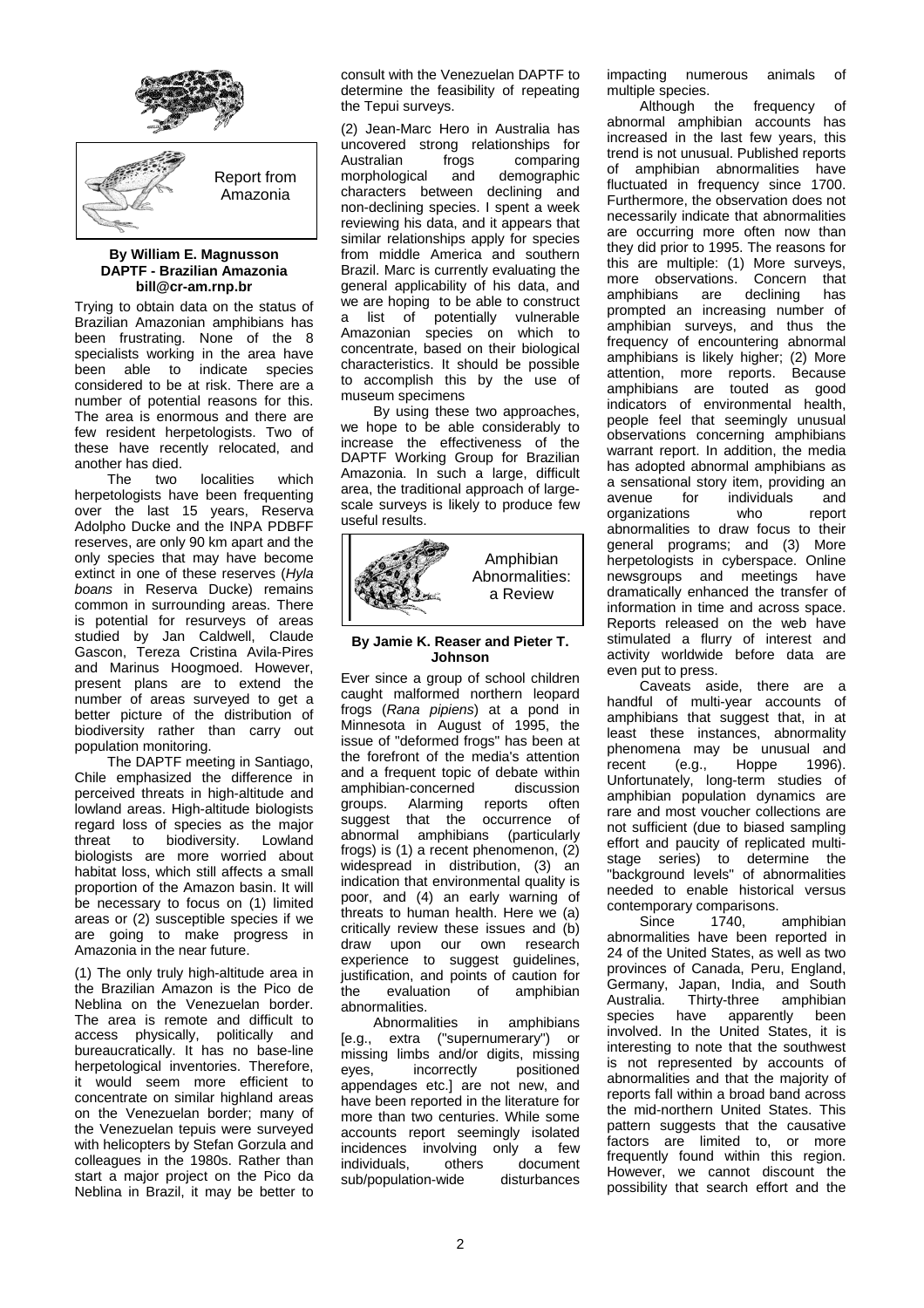## Report from Amazonia

**By William E. Magnusson**
**DAPTF - Brazilian Amazonia**
**bill@cr-am.rnp.br**

Trying to obtain data on the status of Brazilian Amazonian amphibians has been frustrating. None of the 8 specialists working in the area have been able to indicate species considered to be at risk. There are a number of potential reasons for this. The area is enormous and there are few resident herpetologists. Two of these have recently relocated, and another has died.

The two localities which herpetologists have been frequenting over the last 15 years, Reserva Adolpho Ducke and the INPA PDBFF reserves, are only 90 km apart and the only species that may have become extinct in one of these reserves (*Hyla boans* in Reserva Ducke) remains common in surrounding areas. There is potential for resurveys of areas studied by Jan Caldwell, Claude Gascon, Tereza Cristina Avila-Pires and Marinus Hoogmoed. However, present plans are to extend the number of areas surveyed to get a better picture of the distribution of biodiversity rather than carry out population monitoring.

The DAPTF meeting in Santiago, Chile emphasized the difference in perceived threats in high-altitude and lowland areas. High-altitude biologists regard loss of species as the major threat to biodiversity. Lowland biologists are more worried about habitat loss, which still affects a small proportion of the Amazon basin. It will be necessary to focus on (1) limited areas or (2) susceptible species if we are going to make progress in Amazonia in the near future.

(1) The only truly high-altitude area in the Brazilian Amazon is the Pico de Neblina on the Venezuelan border. The area is remote and difficult to access physically, politically and bureaucratically. It has no base-line herpetological inventories. Therefore, it would seem more efficient to concentrate on similar highland areas on the Venezuelan border; many of the Venezuelan tepuis were surveyed with helicopters by Stefan Gorzula and colleagues in the 1980s. Rather than start a major project on the Pico da Neblina in Brazil, it may be better to consult with the Venezuelan DAPTF to determine the feasibility of repeating the Tepui surveys.

(2) Jean-Marc Hero in Australia has uncovered strong relationships for Australian frogs comparing morphological and demographic characters between declining and non-declining species. I spent a week reviewing his data, and it appears that similar relationships apply for species from middle America and southern Brazil. Marc is currently evaluating the general applicability of his data, and we are hoping to be able to construct a list of potentially vulnerable Amazonian species on which to concentrate, based on their biological characteristics. It should be possible to accomplish this by the use of museum specimens

By using these two approaches, we hope to be able considerably to increase the effectiveness of the DAPTF Working Group for Brazilian Amazonia. In such a large, difficult area, the traditional approach of large-scale surveys is likely to produce few useful results.

## Amphibian Abnormalities: a Review

**By Jamie K. Reaser and Pieter T. Johnson**

Ever since a group of school children caught malformed northern leopard frogs (*Rana pipiens*) at a pond in Minnesota in August of 1995, the issue of "deformed frogs" has been at the forefront of the media's attention and a frequent topic of debate within amphibian-concerned discussion groups. Alarming reports often suggest that the occurrence of abnormal amphibians (particularly frogs) is (1) a recent phenomenon, (2) widespread in distribution, (3) an indication that environmental quality is poor, and (4) an early warning of threats to human health. Here we (a) critically review these issues and (b) draw upon our own research experience to suggest guidelines, justification, and points of caution for the evaluation of amphibian abnormalities.

Abnormalities in amphibians [e.g., extra ("supernumerary") or missing limbs and/or digits, missing eyes, incorrectly positioned appendages etc.] are not new, and have been reported in the literature for more than two centuries. While some accounts report seemingly isolated incidences involving only a few individuals, others document sub/population-wide disturbances impacting numerous animals of multiple species.

Although the frequency of abnormal amphibian accounts has increased in the last few years, this trend is not unusual. Published reports of amphibian abnormalities have fluctuated in frequency since 1700. Furthermore, the observation does not necessarily indicate that abnormalities are occurring more often now than they did prior to 1995. The reasons for this are multiple: (1) More surveys, more observations. Concern that amphibians are declining has prompted an increasing number of amphibian surveys, and thus the frequency of encountering abnormal amphibians is likely higher; (2) More attention, more reports. Because amphibians are touted as good indicators of environmental health, people feel that seemingly unusual observations concerning amphibians warrant report. In addition, the media has adopted abnormal amphibians as a sensational story item, providing an avenue for individuals and organizations who report abnormalities to draw focus to their general programs; and (3) More herpetologists in cyberspace. Online newsgroups and meetings have dramatically enhanced the transfer of information in time and across space. Reports released on the web have stimulated a flurry of interest and activity worldwide before data are even put to press.

Caveats aside, there are a handful of multi-year accounts of amphibians that suggest that, in at least these instances, abnormality phenomena may be unusual and recent (e.g., Hoppe 1996). Unfortunately, long-term studies of amphibian population dynamics are rare and most voucher collections are not sufficient (due to biased sampling effort and paucity of replicated multi-stage series) to determine the "background levels" of abnormalities needed to enable historical versus contemporary comparisons.

Since 1740, amphibian abnormalities have been reported in 24 of the United States, as well as two provinces of Canada, Peru, England, Germany, Japan, India, and South Australia. Thirty-three amphibian species have apparently been involved. In the United States, it is interesting to note that the southwest is not represented by accounts of abnormalities and that the majority of reports fall within a broad band across the mid-northern United States. This pattern suggests that the causative factors are limited to, or more frequently found within this region. However, we cannot discount the possibility that search effort and the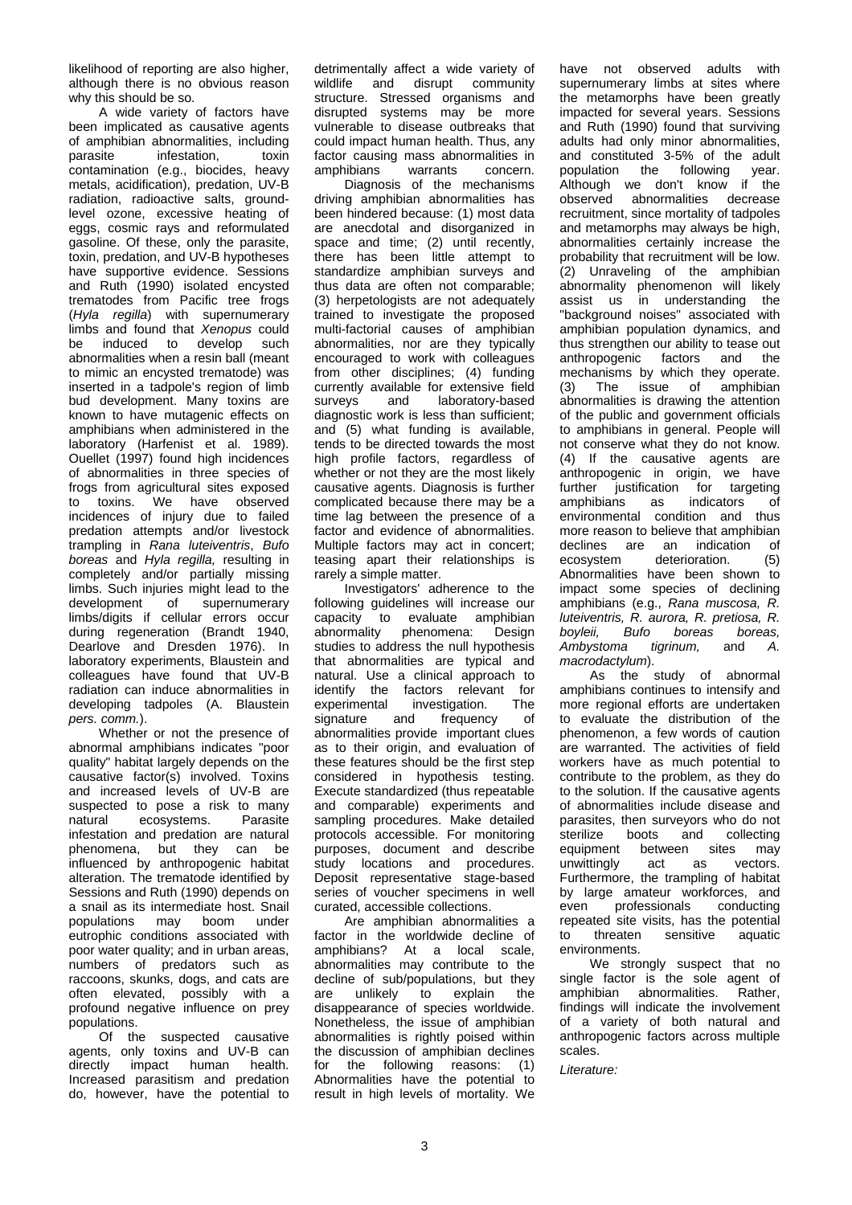likelihood of reporting are also higher, although there is no obvious reason why this should be so.

A wide variety of factors have been implicated as causative agents of amphibian abnormalities, including parasite infestation, toxin contamination (e.g., biocides, heavy metals, acidification), predation, UV-B radiation, radioactive salts, ground-level ozone, excessive heating of eggs, cosmic rays and reformulated gasoline. Of these, only the parasite, toxin, predation, and UV-B hypotheses have supportive evidence. Sessions and Ruth (1990) isolated encysted trematodes from Pacific tree frogs (*Hyla regilla*) with supernumerary limbs and found that *Xenopus* could be induced to develop such abnormalities when a resin ball (meant to mimic an encysted trematode) was inserted in a tadpole's region of limb bud development. Many toxins are known to have mutagenic effects on amphibians when administered in the laboratory (Harfenist et al. 1989). Ouellet (1997) found high incidences of abnormalities in three species of frogs from agricultural sites exposed to toxins. We have observed incidences of injury due to failed predation attempts and/or livestock trampling in *Rana luteiventris*, *Bufo boreas* and *Hyla regilla,* resulting in completely and/or partially missing limbs. Such injuries might lead to the development of supernumerary limbs/digits if cellular errors occur during regeneration (Brandt 1940, Dearlove and Dresden 1976). In laboratory experiments, Blaustein and colleagues have found that UV-B radiation can induce abnormalities in developing tadpoles (A. Blaustein *pers. comm.*).

Whether or not the presence of abnormal amphibians indicates "poor quality" habitat largely depends on the causative factor(s) involved. Toxins and increased levels of UV-B are suspected to pose a risk to many natural ecosystems. Parasite infestation and predation are natural phenomena, but they can be influenced by anthropogenic habitat alteration. The trematode identified by Sessions and Ruth (1990) depends on a snail as its intermediate host. Snail populations may boom under eutrophic conditions associated with poor water quality; and in urban areas, numbers of predators such as raccoons, skunks, dogs, and cats are often elevated, possibly with a profound negative influence on prey populations.

Of the suspected causative agents, only toxins and UV-B can directly impact human health. Increased parasitism and predation do, however, have the potential to detrimentally affect a wide variety of wildlife and disrupt community structure. Stressed organisms and disrupted systems may be more vulnerable to disease outbreaks that could impact human health. Thus, any factor causing mass abnormalities in amphibians warrants concern.

Diagnosis of the mechanisms driving amphibian abnormalities has been hindered because: (1) most data are anecdotal and disorganized in space and time; (2) until recently, there has been little attempt to standardize amphibian surveys and thus data are often not comparable; (3) herpetologists are not adequately trained to investigate the proposed multi-factorial causes of amphibian abnormalities, nor are they typically encouraged to work with colleagues from other disciplines; (4) funding currently available for extensive field surveys and laboratory-based diagnostic work is less than sufficient; and (5) what funding is available, tends to be directed towards the most high profile factors, regardless of whether or not they are the most likely causative agents. Diagnosis is further complicated because there may be a time lag between the presence of a factor and evidence of abnormalities. Multiple factors may act in concert; teasing apart their relationships is rarely a simple matter.

Investigators' adherence to the following guidelines will increase our capacity to evaluate amphibian abnormality phenomena: Design studies to address the null hypothesis that abnormalities are typical and natural. Use a clinical approach to identify the factors relevant for experimental investigation. The signature and frequency of abnormalities provide important clues as to their origin, and evaluation of these features should be the first step considered in hypothesis testing. Execute standardized (thus repeatable and comparable) experiments and sampling procedures. Make detailed protocols accessible. For monitoring purposes, document and describe study locations and procedures. Deposit representative stage-based series of voucher specimens in well curated, accessible collections.

Are amphibian abnormalities a factor in the worldwide decline of amphibians? At a local scale, abnormalities may contribute to the decline of sub/populations, but they are unlikely to explain the disappearance of species worldwide. Nonetheless, the issue of amphibian abnormalities is rightly poised within the discussion of amphibian declines for the following reasons: (1) Abnormalities have the potential to result in high levels of mortality. We have not observed adults with supernumerary limbs at sites where the metamorphs have been greatly impacted for several years. Sessions and Ruth (1990) found that surviving adults had only minor abnormalities, and constituted 3-5% of the adult population the following year. Although we don't know if the observed abnormalities decrease recruitment, since mortality of tadpoles and metamorphs may always be high, abnormalities certainly increase the probability that recruitment will be low. (2) Unraveling of the amphibian abnormality phenomenon will likely assist us in understanding the "background noises" associated with amphibian population dynamics, and thus strengthen our ability to tease out anthropogenic factors and the mechanisms by which they operate. (3) The issue of amphibian abnormalities is drawing the attention of the public and government officials to amphibians in general. People will not conserve what they do not know. (4) If the causative agents are anthropogenic in origin, we have further justification for targeting amphibians as indicators of environmental condition and thus more reason to believe that amphibian declines are an indication of ecosystem deterioration. (5) Abnormalities have been shown to impact some species of declining amphibians (e.g., *Rana muscosa, R. luteiventris, R. aurora, R. pretiosa, R. boyleii, Bufo boreas boreas, Ambystoma tigrinum,* and *A. macrodactylum*).

As the study of abnormal amphibians continues to intensify and more regional efforts are undertaken to evaluate the distribution of the phenomenon, a few words of caution are warranted. The activities of field workers have as much potential to contribute to the problem, as they do to the solution. If the causative agents of abnormalities include disease and parasites, then surveyors who do not sterilize boots and collecting equipment between sites may unwittingly act as vectors. Furthermore, the trampling of habitat by large amateur workforces, and even professionals conducting repeated site visits, has the potential to threaten sensitive aquatic environments.

We strongly suspect that no single factor is the sole agent of amphibian abnormalities. Rather, findings will indicate the involvement of a variety of both natural and anthropogenic factors across multiple scales.

*Literature:*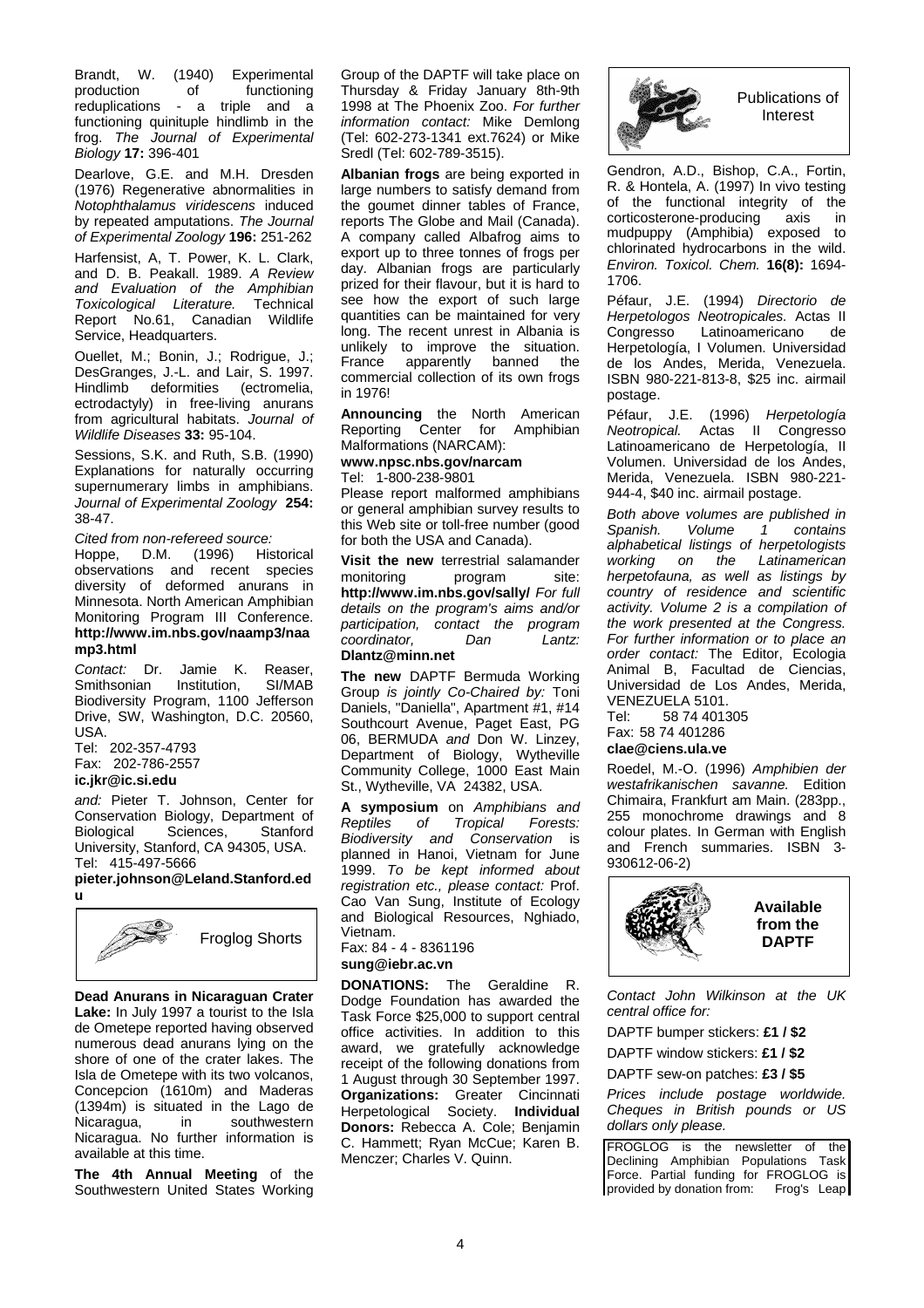Brandt, W. (1940) Experimental production of functioning reduplications - a triple and a functioning quinituple hindlimb in the frog. *The Journal of Experimental Biology* **17:** 396-401

Dearlove, G.E. and M.H. Dresden (1976) Regenerative abnormalities in *Notophthalamus viridescens* induced by repeated amputations. *The Journal of Experimental Zoology* **196:** 251-262

Harfensist, A, T. Power, K. L. Clark, and D. B. Peakall. 1989. *A Review and Evaluation of the Amphibian Toxicological Literature.* Technical Report No.61, Canadian Wildlife Service, Headquarters.

Ouellet, M.; Bonin, J.; Rodrigue, J.; DesGranges, J.-L. and Lair, S. 1997. Hindlimb deformities (ectromelia, ectrodactyly) in free-living anurans from agricultural habitats. *Journal of Wildlife Diseases* **33:** 95-104.

Sessions, S.K. and Ruth, S.B. (1990) Explanations for naturally occurring supernumerary limbs in amphibians. *Journal of Experimental Zoology* **254:** 38-47.

*Cited from non-refereed source:*
Hoppe, D.M. (1996) Historical observations and recent species diversity of deformed anurans in Minnesota. North American Amphibian Monitoring Program III Conference. **http://www.im.nbs.gov/naamp3/naamp3.html**

*Contact:* Dr. Jamie K. Reaser, Smithsonian Institution, SI/MAB Biodiversity Program, 1100 Jefferson Drive, SW, Washington, D.C. 20560, USA.
Tel: 202-357-4793
Fax: 202-786-2557
**ic.jkr@ic.si.edu**

*and:* Pieter T. Johnson, Center for Conservation Biology, Department of Biological Sciences, Stanford University, Stanford, CA 94305, USA.
Tel: 415-497-5666
**pieter.johnson@Leland.Stanford.edu**

## Froglog Shorts

**Dead Anurans in Nicaraguan Crater Lake:** In July 1997 a tourist to the Isla de Ometepe reported having observed numerous dead anurans lying on the shore of one of the crater lakes. The Isla de Ometepe with its two volcanos, Concepcion (1610m) and Maderas (1394m) is situated in the Lago de Nicaragua, in southwestern Nicaragua. No further information is available at this time.

**The 4th Annual Meeting** of the Southwestern United States Working Group of the DAPTF will take place on Thursday & Friday January 8th-9th 1998 at The Phoenix Zoo. *For further information contact:* Mike Demlong (Tel: 602-273-1341 ext.7624) or Mike Sredl (Tel: 602-789-3515).

**Albanian frogs** are being exported in large numbers to satisfy demand from the goumet dinner tables of France, reports The Globe and Mail (Canada). A company called Albafrog aims to export up to three tonnes of frogs per day. Albanian frogs are particularly prized for their flavour, but it is hard to see how the export of such large quantities can be maintained for very long. The recent unrest in Albania is unlikely to improve the situation. France apparently banned the commercial collection of its own frogs in 1976!

**Announcing** the North American Reporting Center for Amphibian Malformations (NARCAM):
**www.npsc.nbs.gov/narcam**
Tel: 1-800-238-9801
Please report malformed amphibians or general amphibian survey results to this Web site or toll-free number (good for both the USA and Canada).

**Visit the new** terrestrial salamander monitoring program site: **http://www.im.nbs.gov/sally/** *For full details on the program's aims and/or participation, contact the program coordinator, Dan Lantz:* **Dlantz@minn.net**

**The new** DAPTF Bermuda Working Group *is jointly Co-Chaired by:* Toni Daniels, "Daniella", Apartment #1, #14 Southcourt Avenue, Paget East, PG 06, BERMUDA *and* Don W. Linzey, Department of Biology, Wytheville Community College, 1000 East Main St., Wytheville, VA 24382, USA.

**A symposium** on *Amphibians and Reptiles of Tropical Forests: Biodiversity and Conservation* is planned in Hanoi, Vietnam for June 1999. *To be kept informed about registration etc., please contact:* Prof. Cao Van Sung, Institute of Ecology and Biological Resources, Nghiado, Vietnam.
Fax: 84 - 4 - 8361196
**sung@iebr.ac.vn**

**DONATIONS:** The Geraldine R. Dodge Foundation has awarded the Task Force $25,000 to support central office activities. In addition to this award, we gratefully acknowledge receipt of the following donations from 1 August through 30 September 1997. **Organizations:** Greater Cincinnati Herpetological Society. **Individual Donors:** Rebecca A. Cole; Benjamin C. Hammett; Ryan McCue; Karen B. Menczer; Charles V. Quinn.

## Publications of Interest

Gendron, A.D., Bishop, C.A., Fortin, R. & Hontela, A. (1997) In vivo testing of the functional integrity of the corticosterone-producing axis in mudpuppy (Amphibia) exposed to chlorinated hydrocarbons in the wild. *Environ. Toxicol. Chem.* **16(8):** 1694-1706.

Péfaur, J.E. (1994) *Directorio de Herpetologos Neotropicales.* Actas II Congresso Latinoamericano de Herpetología, I Volumen. Universidad de los Andes, Merida, Venezuela. ISBN 980-221-813-8, $25 inc. airmail postage.

Péfaur, J.E. (1996) *Herpetología Neotropical.* Actas II Congresso Latinoamericano de Herpetología, II Volumen. Universidad de los Andes, Merida, Venezuela. ISBN 980-221-944-4, $40 inc. airmail postage.

*Both above volumes are published in Spanish. Volume 1 contains alphabetical listings of herpetologists working on the Latinamerican herpetofauna, as well as listings by country of residence and scientific activity. Volume 2 is a compilation of the work presented at the Congress. For further information or to place an order contact:* The Editor, Ecologia Animal B, Facultad de Ciencias, Universidad de Los Andes, Merida, VENEZUELA 5101.
Tel: 58 74 401305
Fax: 58 74 401286
**clae@ciens.ula.ve**

Roedel, M.-O. (1996) *Amphibien der westafrikanischen savanne.* Edition Chimaira, Frankfurt am Main. (283pp., 255 monochrome drawings and 8 colour plates. In German with English and French summaries. ISBN 3-930612-06-2)

## Available from the DAPTF

*Contact John Wilkinson at the UK central office for:*

DAPTF bumper stickers: **£1 / $2**

DAPTF window stickers: **£1 / $2**

DAPTF sew-on patches: **£3 / $5**

*Prices include postage worldwide. Cheques in British pounds or US dollars only please.*

FROGLOG is the newsletter of the Declining Amphibian Populations Task Force. Partial funding for FROGLOG is provided by donation from: Frog's Leap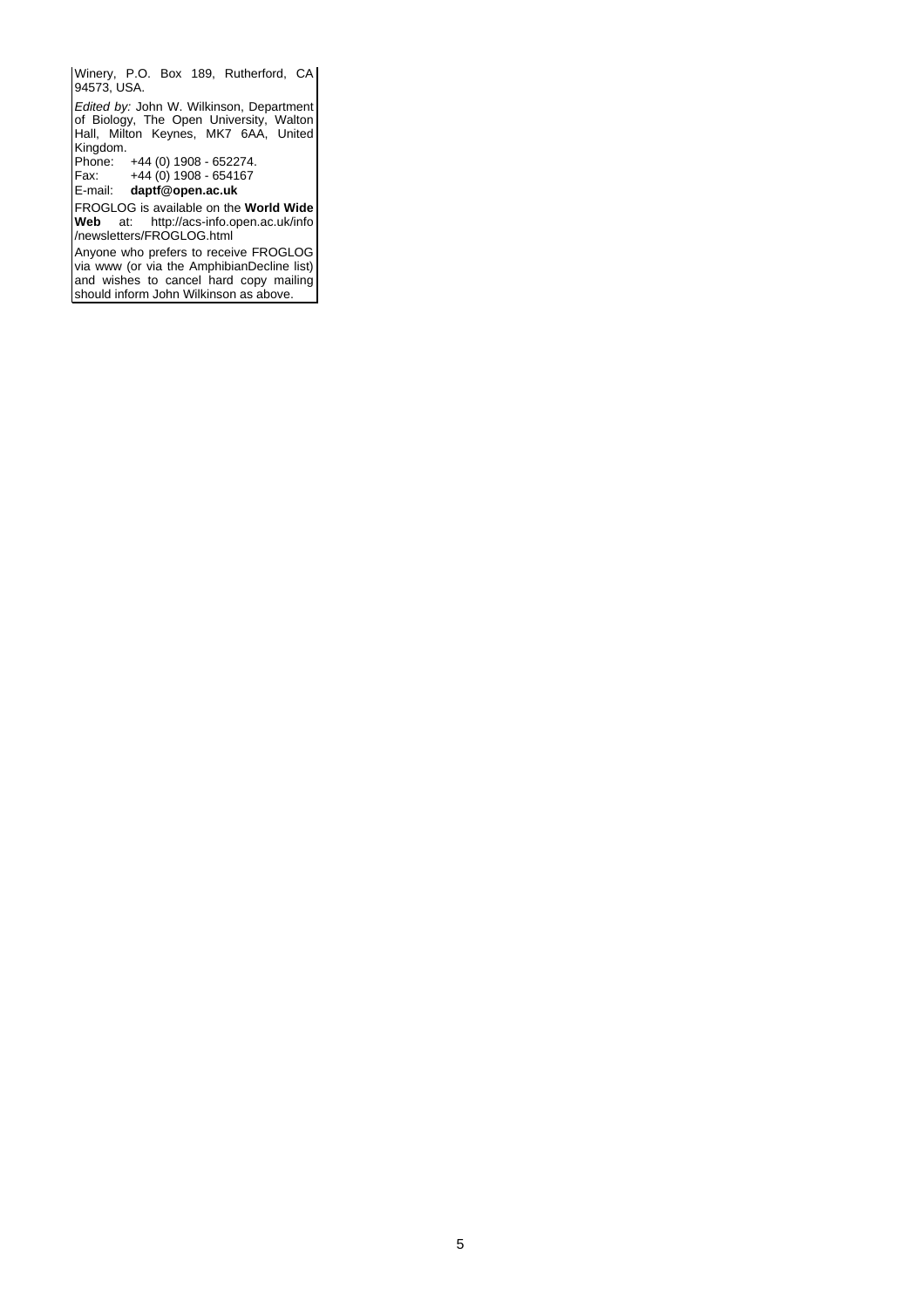Winery, P.O. Box 189, Rutherford, CA 94573, USA.

*Edited by:* John W. Wilkinson, Department of Biology, The Open University, Walton Hall, Milton Keynes, MK7 6AA, United Kingdom.

Phone: +44 (0) 1908 - 652274.
Fax: +44 (0) 1908 - 654167
E-mail: **daptf@open.ac.uk**

FROGLOG is available on the **World Wide Web** at: http://acs-info.open.ac.uk/info/newsletters/FROGLOG.html

Anyone who prefers to receive FROGLOG via www (or via the AmphibianDecline list) and wishes to cancel hard copy mailing should inform John Wilkinson as above.